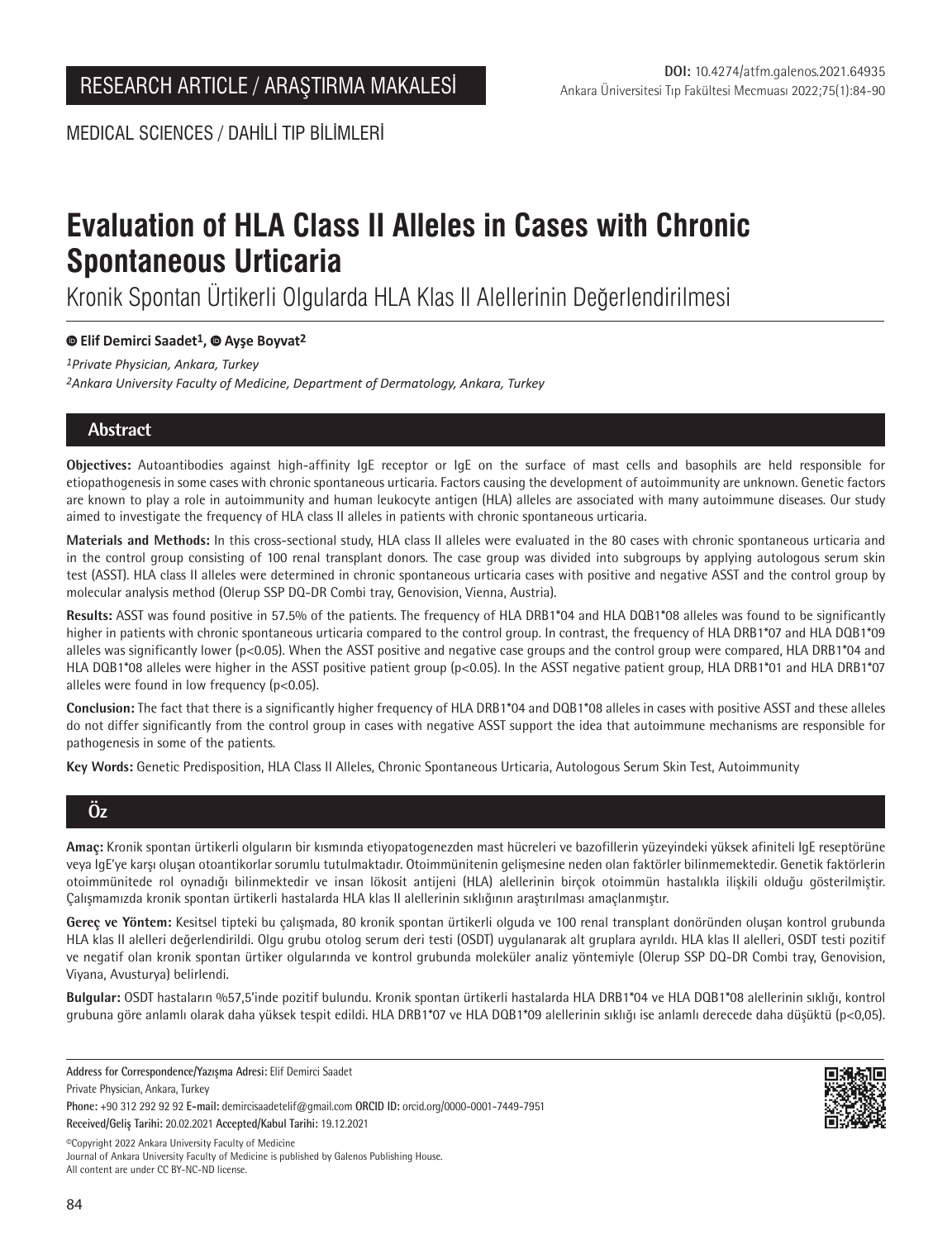RESEARCH ARTICLE / ARAŞTIRMA MAKALESİ

**DOI:** 10.4274/atfm.galenos.2021.64935

MEDICAL SCIENCES / DAHİLİ TIP BİLİMLERİ

# Evaluation of HLA Class II Alleles in Cases with Chronic Spontaneous Urticaria

## Kronik Spontan Ürtikerli Olgularda HLA Klas II Alellerinin Değerlendirilmesi

**Elif Demirci Saadet[1], Ayşe Boyvat[2]**

*[1]Private Physician, Ankara, Turkey*

*[2]Ankara University Faculty of Medicine, Department of Dermatology, Ankara, Turkey*

## Abstract

**Objectives:** Autoantibodies against high-affinity IgE receptor or IgE on the surface of mast cells and basophils are held responsible for etiopathogenesis in some cases with chronic spontaneous urticaria. Factors causing the development of autoimmunity are unknown. Genetic factors are known to play a role in autoimmunity and human leukocyte antigen (HLA) alleles are associated with many autoimmune diseases. Our study aimed to investigate the frequency of HLA class II alleles in patients with chronic spontaneous urticaria.

**Materials and Methods:** In this cross-sectional study, HLA class II alleles were evaluated in the 80 cases with chronic spontaneous urticaria and in the control group consisting of 100 renal transplant donors. The case group was divided into subgroups by applying autologous serum skin test (ASST). HLA class II alleles were determined in chronic spontaneous urticaria cases with positive and negative ASST and the control group by molecular analysis method (Olerup SSP DQ-DR Combi tray, Genovision, Vienna, Austria).

**Results:** ASST was found positive in 57.5% of the patients. The frequency of HLA DRB1*04 and HLA DQB1*08 alleles was found to be significantly higher in patients with chronic spontaneous urticaria compared to the control group. In contrast, the frequency of HLA DRB1*07 and HLA DQB1*09 alleles was significantly lower ($p<0.05$). When the ASST positive and negative case groups and the control group were compared, HLA DRB1*04 and HLA DQB1*08 alleles were higher in the ASST positive patient group ($p<0.05$). In the ASST negative patient group, HLA DRB1*01 and HLA DRB1*07 alleles were found in low frequency ($p<0.05$).

**Conclusion:** The fact that there is a significantly higher frequency of HLA DRB1*04 and DQB1*08 alleles in cases with positive ASST and these alleles do not differ significantly from the control group in cases with negative ASST support the idea that autoimmune mechanisms are responsible for pathogenesis in some of the patients.

**Key Words:** Genetic Predisposition, HLA Class II Alleles, Chronic Spontaneous Urticaria, Autologous Serum Skin Test, Autoimmunity

## Öz

**Amaç:** Kronik spontan ürtikerli olguların bir kısmında etiyopatogenezden mast hücreleri ve bazofillerin yüzeyindeki yüksek afiniteli IgE reseptörüne veya IgE'ye karşı oluşan otoantikorlar sorumlu tutulmaktadır. Otoimmünitenin gelişmesine neden olan faktörler bilinmemektedir. Genetik faktörlerin otoimmünitede rol oynadığı bilinmektedir ve insan lökosit antijeni (HLA) alellerinin birçok otoimmün hastalıkla ilişkili olduğu gösterilmiştir. Çalışmamızda kronik spontan ürtikerli hastalarda HLA klas II alellerinin sıklığının araştırılması amaçlanmıştır.

**Gereç ve Yöntem:** Kesitsel tipteki bu çalışmada, 80 kronik spontan ürtikerli olguda ve 100 renal transplant donöründen oluşan kontrol grubunda HLA klas II alelleri değerlendirildi. Olgu grubu otolog serum deri testi (OSDT) uygulanarak alt gruplara ayrıldı. HLA klas II alelleri, OSDT testi pozitif ve negatif olan kronik spontan ürtiker olgularında ve kontrol grubunda moleküler analiz yöntemiyle (Olerup SSP DQ-DR Combi tray, Genovision, Viyana, Avusturya) belirlendi.

**Bulgular:** OSDT hastaların %57,5'inde pozitif bulundu. Kronik spontan ürtikerli hastalarda HLA DRB1*04 ve HLA DQB1*08 alellerinin sıklığı, kontrol grubuna göre anlamlı olarak daha yüksek tespit edildi. HLA DRB1*07 ve HLA DQB1*09 alellerinin sıklığı ise anlamlı derecede daha düşüktü ($p<0,05$).

---

**Address for Correspondence/Yazışma Adresi:** Elif Demirci Saadet
Private Physician, Ankara, Turkey
**Phone:** +90 312 292 92 92 **E-mail:** demircisaadetelif@gmail.com **ORCID ID:** orcid.org/0000-0001-7449-7951
**Received/Geliş Tarihi:** 20.02.2021 **Accepted/Kabul Tarihi:** 19.12.2021

©Copyright 2022 Ankara University Faculty of Medicine
Journal of Ankara University Faculty of Medicine is published by Galenos Publishing House.
All content are under CC BY-NC-ND license.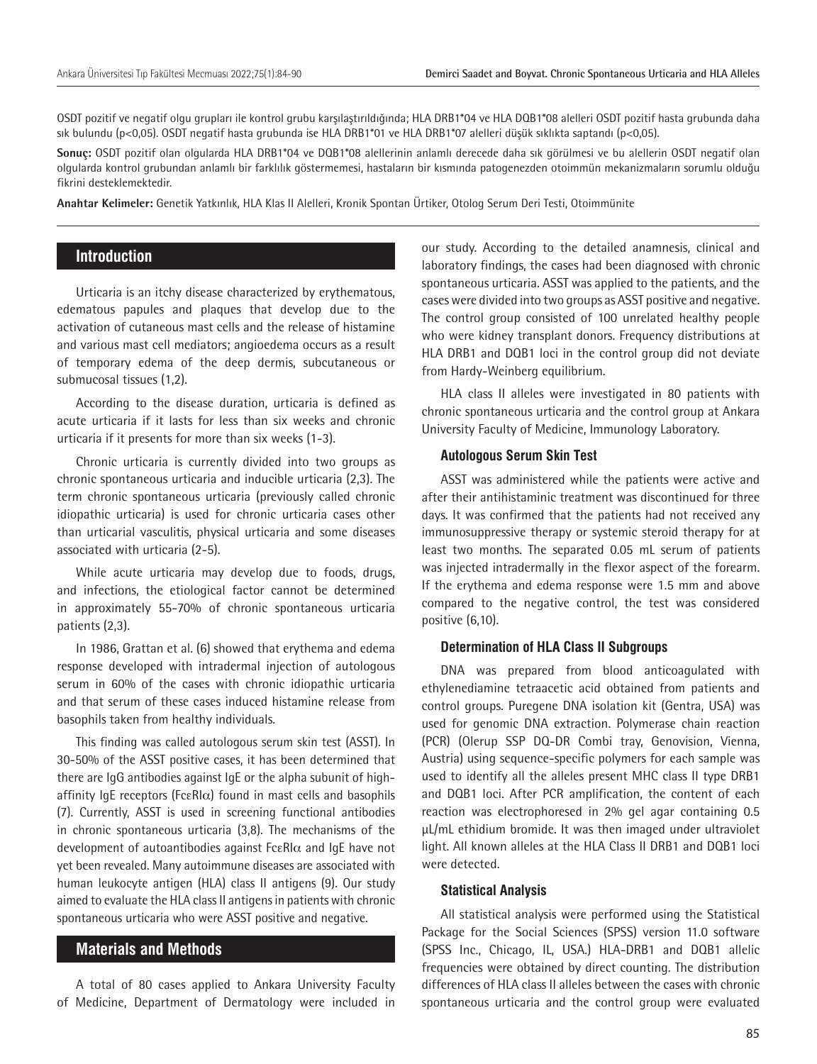OSDT pozitif ve negatif olgu grupları ile kontrol grubu karşılaştırıldığında; HLA DRB1*04 ve HLA DQB1*08 alelleri OSDT pozitif hasta grubunda daha sık bulundu (p<0,05). OSDT negatif hasta grubunda ise HLA DRB1*01 ve HLA DRB1*07 alelleri düşük sıklıkta saptandı (p<0,05).

**Sonuç:** OSDT pozitif olan olgularda HLA DRB1*04 ve DQB1*08 alellerinin anlamlı derecede daha sık görülmesi ve bu alellerin OSDT negatif olan olgularda kontrol grubundan anlamlı bir farklılık göstermemesi, hastaların bir kısmında patogenezden otoimmün mekanizmaların sorumlu olduğu fikrini desteklemektedir.

**Anahtar Kelimeler:** Genetik Yatkınlık, HLA Klas II Alelleri, Kronik Spontan Ürtiker, Otolog Serum Deri Testi, Otoimmünite

## Introduction

Urticaria is an itchy disease characterized by erythematous, edematous papules and plaques that develop due to the activation of cutaneous mast cells and the release of histamine and various mast cell mediators; angioedema occurs as a result of temporary edema of the deep dermis, subcutaneous or submucosal tissues (1,2).

According to the disease duration, urticaria is defined as acute urticaria if it lasts for less than six weeks and chronic urticaria if it presents for more than six weeks (1-3).

Chronic urticaria is currently divided into two groups as chronic spontaneous urticaria and inducible urticaria (2,3). The term chronic spontaneous urticaria (previously called chronic idiopathic urticaria) is used for chronic urticaria cases other than urticarial vasculitis, physical urticaria and some diseases associated with urticaria (2-5).

While acute urticaria may develop due to foods, drugs, and infections, the etiological factor cannot be determined in approximately 55-70% of chronic spontaneous urticaria patients (2,3).

In 1986, Grattan et al. (6) showed that erythema and edema response developed with intradermal injection of autologous serum in 60% of the cases with chronic idiopathic urticaria and that serum of these cases induced histamine release from basophils taken from healthy individuals.

This finding was called autologous serum skin test (ASST). In 30-50% of the ASST positive cases, it has been determined that there are IgG antibodies against IgE or the alpha subunit of high-affinity IgE receptors (FcεRIα) found in mast cells and basophils (7). Currently, ASST is used in screening functional antibodies in chronic spontaneous urticaria (3,8). The mechanisms of the development of autoantibodies against FcεRIα and IgE have not yet been revealed. Many autoimmune diseases are associated with human leukocyte antigen (HLA) class II antigens (9). Our study aimed to evaluate the HLA class II antigens in patients with chronic spontaneous urticaria who were ASST positive and negative.

## Materials and Methods

A total of 80 cases applied to Ankara University Faculty of Medicine, Department of Dermatology were included in our study. According to the detailed anamnesis, clinical and laboratory findings, the cases had been diagnosed with chronic spontaneous urticaria. ASST was applied to the patients, and the cases were divided into two groups as ASST positive and negative. The control group consisted of 100 unrelated healthy people who were kidney transplant donors. Frequency distributions at HLA DRB1 and DQB1 loci in the control group did not deviate from Hardy-Weinberg equilibrium.

HLA class II alleles were investigated in 80 patients with chronic spontaneous urticaria and the control group at Ankara University Faculty of Medicine, Immunology Laboratory.

### Autologous Serum Skin Test

ASST was administered while the patients were active and after their antihistaminic treatment was discontinued for three days. It was confirmed that the patients had not received any immunosuppressive therapy or systemic steroid therapy for at least two months. The separated 0.05 mL serum of patients was injected intradermally in the flexor aspect of the forearm. If the erythema and edema response were 1.5 mm and above compared to the negative control, the test was considered positive (6,10).

### Determination of HLA Class II Subgroups

DNA was prepared from blood anticoagulated with ethylenediamine tetraacetic acid obtained from patients and control groups. Puregene DNA isolation kit (Gentra, USA) was used for genomic DNA extraction. Polymerase chain reaction (PCR) (Olerup SSP DQ-DR Combi tray, Genovision, Vienna, Austria) using sequence-specific polymers for each sample was used to identify all the alleles present MHC class II type DRB1 and DQB1 loci. After PCR amplification, the content of each reaction was electrophoresed in 2% gel agar containing 0.5 μL/mL ethidium bromide. It was then imaged under ultraviolet light. All known alleles at the HLA Class II DRB1 and DQB1 loci were detected.

### Statistical Analysis

All statistical analysis were performed using the Statistical Package for the Social Sciences (SPSS) version 11.0 software (SPSS Inc., Chicago, IL, USA.) HLA-DRB1 and DQB1 allelic frequencies were obtained by direct counting. The distribution differences of HLA class II alleles between the cases with chronic spontaneous urticaria and the control group were evaluated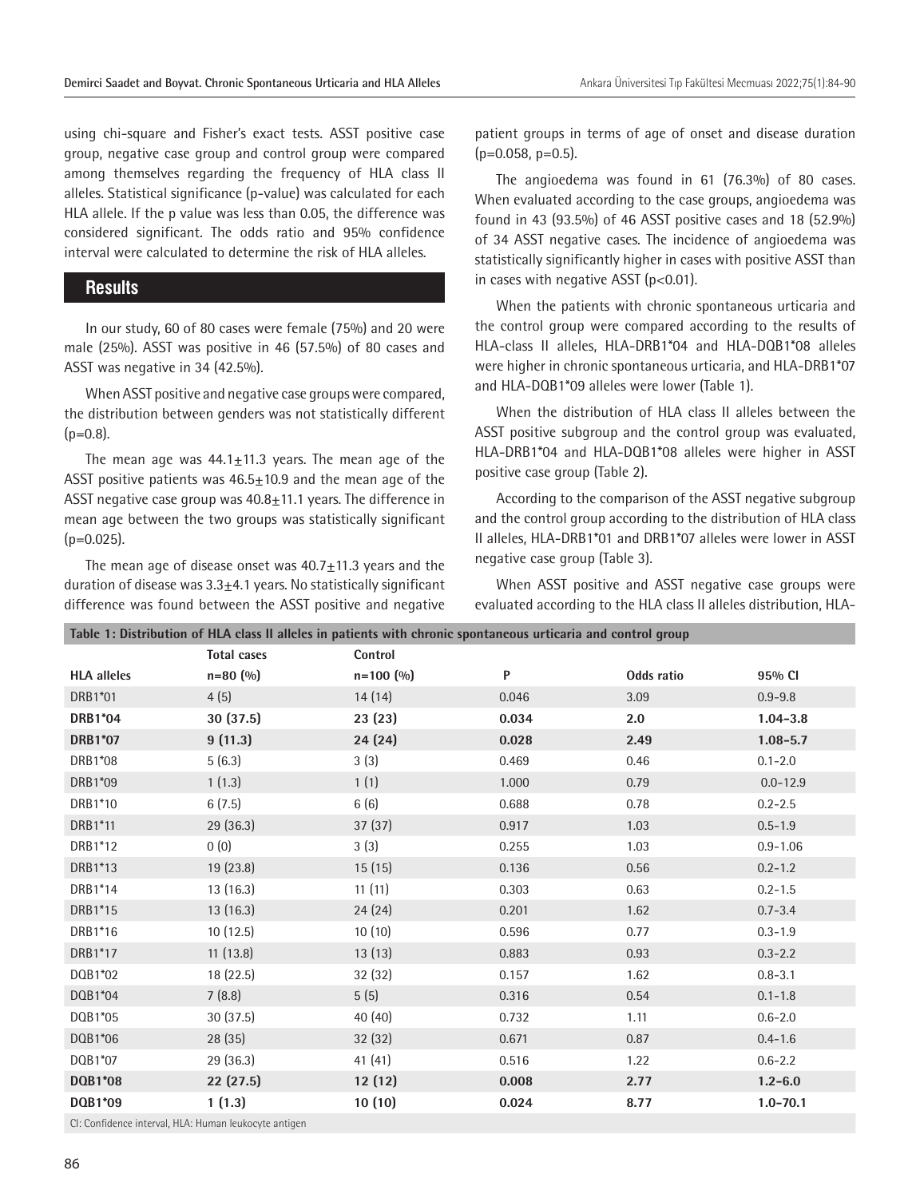using chi-square and Fisher's exact tests. ASST positive case group, negative case group and control group were compared among themselves regarding the frequency of HLA class II alleles. Statistical significance (p-value) was calculated for each HLA allele. If the p value was less than 0.05, the difference was considered significant. The odds ratio and 95% confidence interval were calculated to determine the risk of HLA alleles.

## Results

In our study, 60 of 80 cases were female (75%) and 20 were male (25%). ASST was positive in 46 (57.5%) of 80 cases and ASST was negative in 34 (42.5%).

When ASST positive and negative case groups were compared, the distribution between genders was not statistically different (p=0.8).

The mean age was 44.1±11.3 years. The mean age of the ASST positive patients was 46.5±10.9 and the mean age of the ASST negative case group was 40.8±11.1 years. The difference in mean age between the two groups was statistically significant (p=0.025).

The mean age of disease onset was 40.7±11.3 years and the duration of disease was 3.3±4.1 years. No statistically significant difference was found between the ASST positive and negative patient groups in terms of age of onset and disease duration (p=0.058, p=0.5).

The angioedema was found in 61 (76.3%) of 80 cases. When evaluated according to the case groups, angioedema was found in 43 (93.5%) of 46 ASST positive cases and 18 (52.9%) of 34 ASST negative cases. The incidence of angioedema was statistically significantly higher in cases with positive ASST than in cases with negative ASST (p<0.01).

When the patients with chronic spontaneous urticaria and the control group were compared according to the results of HLA-class II alleles, HLA-DRB1*04 and HLA-DQB1*08 alleles were higher in chronic spontaneous urticaria, and HLA-DRB1*07 and HLA-DQB1*09 alleles were lower (Table 1).

When the distribution of HLA class II alleles between the ASST positive subgroup and the control group was evaluated, HLA-DRB1*04 and HLA-DQB1*08 alleles were higher in ASST positive case group (Table 2).

According to the comparison of the ASST negative subgroup and the control group according to the distribution of HLA class II alleles, HLA-DRB1*01 and DRB1*07 alleles were lower in ASST negative case group (Table 3).

When ASST positive and ASST negative case groups were evaluated according to the HLA class II alleles distribution, HLA-

**Table 1: Distribution of HLA class II alleles in patients with chronic spontaneous urticaria and control group**

| HLA alleles | Total cases n=80 (%) | Control n=100 (%) | P | Odds ratio | 95% CI |
|---|---|---|---|---|---|
| DRB1*01 | 4 (5) | 14 (14) | 0.046 | 3.09 | 0.9-9.8 |
| **DRB1*04** | **30 (37.5)** | **23 (23)** | **0.034** | **2.0** | **1.04-3.8** |
| **DRB1*07** | **9 (11.3)** | **24 (24)** | **0.028** | **2.49** | **1.08-5.7** |
| DRB1*08 | 5 (6.3) | 3 (3) | 0.469 | 0.46 | 0.1-2.0 |
| DRB1*09 | 1 (1.3) | 1 (1) | 1.000 | 0.79 | 0.0-12.9 |
| DRB1*10 | 6 (7.5) | 6 (6) | 0.688 | 0.78 | 0.2-2.5 |
| DRB1*11 | 29 (36.3) | 37 (37) | 0.917 | 1.03 | 0.5-1.9 |
| DRB1*12 | 0 (0) | 3 (3) | 0.255 | 1.03 | 0.9-1.06 |
| DRB1*13 | 19 (23.8) | 15 (15) | 0.136 | 0.56 | 0.2-1.2 |
| DRB1*14 | 13 (16.3) | 11 (11) | 0.303 | 0.63 | 0.2-1.5 |
| DRB1*15 | 13 (16.3) | 24 (24) | 0.201 | 1.62 | 0.7-3.4 |
| DRB1*16 | 10 (12.5) | 10 (10) | 0.596 | 0.77 | 0.3-1.9 |
| DRB1*17 | 11 (13.8) | 13 (13) | 0.883 | 0.93 | 0.3-2.2 |
| DQB1*02 | 18 (22.5) | 32 (32) | 0.157 | 1.62 | 0.8-3.1 |
| DQB1*04 | 7 (8.8) | 5 (5) | 0.316 | 0.54 | 0.1-1.8 |
| DQB1*05 | 30 (37.5) | 40 (40) | 0.732 | 1.11 | 0.6-2.0 |
| DQB1*06 | 28 (35) | 32 (32) | 0.671 | 0.87 | 0.4-1.6 |
| DQB1*07 | 29 (36.3) | 41 (41) | 0.516 | 1.22 | 0.6-2.2 |
| **DQB1*08** | **22 (27.5)** | **12 (12)** | **0.008** | **2.77** | **1.2-6.0** |
| **DQB1*09** | **1 (1.3)** | **10 (10)** | **0.024** | **8.77** | **1.0-70.1** |

CI: Confidence interval, HLA: Human leukocyte antigen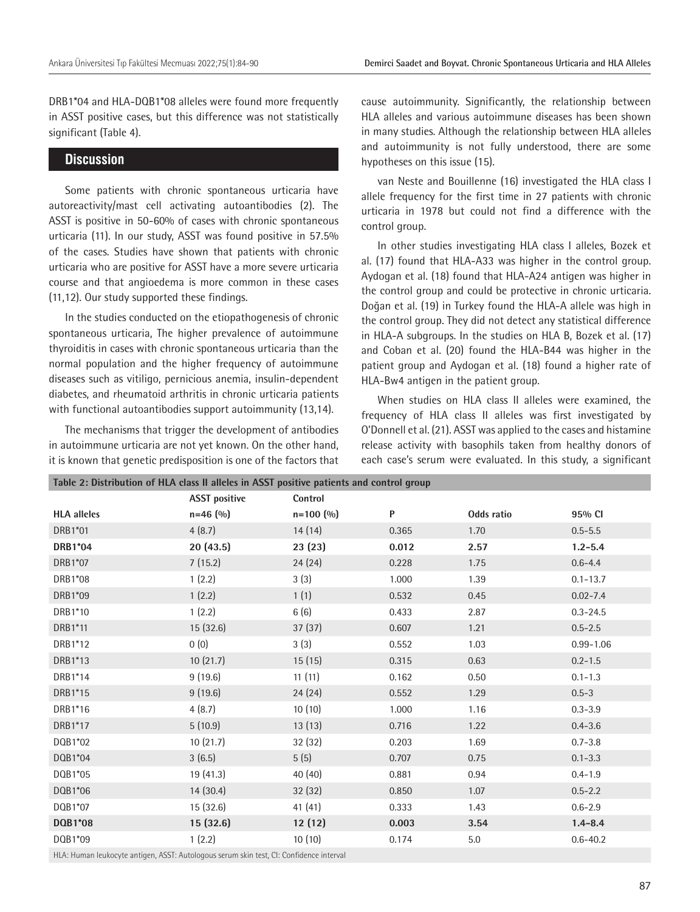DRB1*04 and HLA-DQB1*08 alleles were found more frequently in ASST positive cases, but this difference was not statistically significant (Table 4).

## Discussion

Some patients with chronic spontaneous urticaria have autoreactivity/mast cell activating autoantibodies (2). The ASST is positive in 50-60% of cases with chronic spontaneous urticaria (11). In our study, ASST was found positive in 57.5% of the cases. Studies have shown that patients with chronic urticaria who are positive for ASST have a more severe urticaria course and that angioedema is more common in these cases (11,12). Our study supported these findings.

In the studies conducted on the etiopathogenesis of chronic spontaneous urticaria, The higher prevalence of autoimmune thyroiditis in cases with chronic spontaneous urticaria than the normal population and the higher frequency of autoimmune diseases such as vitiligo, pernicious anemia, insulin-dependent diabetes, and rheumatoid arthritis in chronic urticaria patients with functional autoantibodies support autoimmunity (13,14).

The mechanisms that trigger the development of antibodies in autoimmune urticaria are not yet known. On the other hand, it is known that genetic predisposition is one of the factors that cause autoimmunity. Significantly, the relationship between HLA alleles and various autoimmune diseases has been shown in many studies. Although the relationship between HLA alleles and autoimmunity is not fully understood, there are some hypotheses on this issue (15).

van Neste and Bouillenne (16) investigated the HLA class I allele frequency for the first time in 27 patients with chronic urticaria in 1978 but could not find a difference with the control group.

In other studies investigating HLA class I alleles, Bozek et al. (17) found that HLA-A33 was higher in the control group. Aydogan et al. (18) found that HLA-A24 antigen was higher in the control group and could be protective in chronic urticaria. Doğan et al. (19) in Turkey found the HLA-A allele was high in the control group. They did not detect any statistical difference in HLA-A subgroups. In the studies on HLA B, Bozek et al. (17) and Coban et al. (20) found the HLA-B44 was higher in the patient group and Aydogan et al. (18) found a higher rate of HLA-Bw4 antigen in the patient group.

When studies on HLA class II alleles were examined, the frequency of HLA class II alleles was first investigated by O'Donnell et al. (21). ASST was applied to the cases and histamine release activity with basophils taken from healthy donors of each case's serum were evaluated. In this study, a significant

**Table 2: Distribution of HLA class II alleles in ASST positive patients and control group**

| HLA alleles | ASST positive n=46 (%) | Control n=100 (%) | P | Odds ratio | 95% CI |
|---|---|---|---|---|---|
| DRB1*01 | 4 (8.7) | 14 (14) | 0.365 | 1.70 | 0.5-5.5 |
| **DRB1*04** | **20 (43.5)** | **23 (23)** | **0.012** | **2.57** | **1.2-5.4** |
| DRB1*07 | 7 (15.2) | 24 (24) | 0.228 | 1.75 | 0.6-4.4 |
| DRB1*08 | 1 (2.2) | 3 (3) | 1.000 | 1.39 | 0.1-13.7 |
| DRB1*09 | 1 (2.2) | 1 (1) | 0.532 | 0.45 | 0.02-7.4 |
| DRB1*10 | 1 (2.2) | 6 (6) | 0.433 | 2.87 | 0.3-24.5 |
| DRB1*11 | 15 (32.6) | 37 (37) | 0.607 | 1.21 | 0.5-2.5 |
| DRB1*12 | 0 (0) | 3 (3) | 0.552 | 1.03 | 0.99-1.06 |
| DRB1*13 | 10 (21.7) | 15 (15) | 0.315 | 0.63 | 0.2-1.5 |
| DRB1*14 | 9 (19.6) | 11 (11) | 0.162 | 0.50 | 0.1-1.3 |
| DRB1*15 | 9 (19.6) | 24 (24) | 0.552 | 1.29 | 0.5-3 |
| DRB1*16 | 4 (8.7) | 10 (10) | 1.000 | 1.16 | 0.3-3.9 |
| DRB1*17 | 5 (10.9) | 13 (13) | 0.716 | 1.22 | 0.4-3.6 |
| DQB1*02 | 10 (21.7) | 32 (32) | 0.203 | 1.69 | 0.7-3.8 |
| DQB1*04 | 3 (6.5) | 5 (5) | 0.707 | 0.75 | 0.1-3.3 |
| DQB1*05 | 19 (41.3) | 40 (40) | 0.881 | 0.94 | 0.4-1.9 |
| DQB1*06 | 14 (30.4) | 32 (32) | 0.850 | 1.07 | 0.5-2.2 |
| DQB1*07 | 15 (32.6) | 41 (41) | 0.333 | 1.43 | 0.6-2.9 |
| **DQB1*08** | **15 (32.6)** | **12 (12)** | **0.003** | **3.54** | **1.4-8.4** |
| DQB1*09 | 1 (2.2) | 10 (10) | 0.174 | 5.0 | 0.6-40.2 |

HLA: Human leukocyte antigen, ASST: Autologous serum skin test, CI: Confidence interval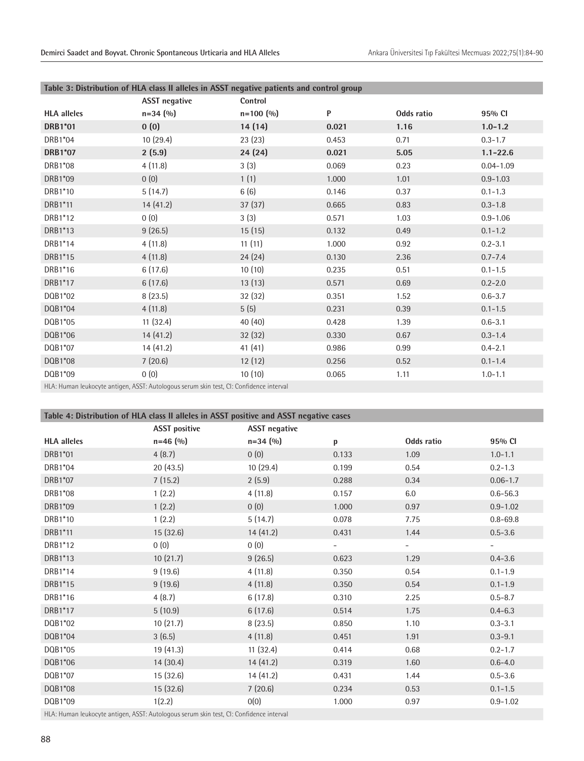**Table 3: Distribution of HLA class II alleles in ASST negative patients and control group**

| HLA alleles | ASST negative n=34 (%) | Control n=100 (%) | P | Odds ratio | 95% CI |
|---|---|---|---|---|---|
| **DRB1*01** | **0 (0)** | **14 (14)** | **0.021** | **1.16** | **1.0-1.2** |
| DRB1*04 | 10 (29.4) | 23 (23) | 0.453 | 0.71 | 0.3-1.7 |
| **DRB1*07** | **2 (5.9)** | **24 (24)** | **0.021** | **5.05** | **1.1-22.6** |
| DRB1*08 | 4 (11.8) | 3 (3) | 0.069 | 0.23 | 0.04-1.09 |
| DRB1*09 | 0 (0) | 1 (1) | 1.000 | 1.01 | 0.9-1.03 |
| DRB1*10 | 5 (14.7) | 6 (6) | 0.146 | 0.37 | 0.1-1.3 |
| DRB1*11 | 14 (41.2) | 37 (37) | 0.665 | 0.83 | 0.3-1.8 |
| DRB1*12 | 0 (0) | 3 (3) | 0.571 | 1.03 | 0.9-1.06 |
| DRB1*13 | 9 (26.5) | 15 (15) | 0.132 | 0.49 | 0.1-1.2 |
| DRB1*14 | 4 (11.8) | 11 (11) | 1.000 | 0.92 | 0.2-3.1 |
| DRB1*15 | 4 (11.8) | 24 (24) | 0.130 | 2.36 | 0.7-7.4 |
| DRB1*16 | 6 (17.6) | 10 (10) | 0.235 | 0.51 | 0.1-1.5 |
| DRB1*17 | 6 (17.6) | 13 (13) | 0.571 | 0.69 | 0.2-2.0 |
| DQB1*02 | 8 (23.5) | 32 (32) | 0.351 | 1.52 | 0.6-3.7 |
| DQB1*04 | 4 (11.8) | 5 (5) | 0.231 | 0.39 | 0.1-1.5 |
| DQB1*05 | 11 (32.4) | 40 (40) | 0.428 | 1.39 | 0.6-3.1 |
| DQB1*06 | 14 (41.2) | 32 (32) | 0.330 | 0.67 | 0.3-1.4 |
| DQB1*07 | 14 (41.2) | 41 (41) | 0.986 | 0.99 | 0.4-2.1 |
| DQB1*08 | 7 (20.6) | 12 (12) | 0.256 | 0.52 | 0.1-1.4 |
| DQB1*09 | 0 (0) | 10 (10) | 0.065 | 1.11 | 1.0-1.1 |

HLA: Human leukocyte antigen, ASST: Autologous serum skin test, CI: Confidence interval

**Table 4: Distribution of HLA class II alleles in ASST positive and ASST negative cases**

| HLA alleles | ASST positive n=46 (%) | ASST negative n=34 (%) | p | Odds ratio | 95% CI |
|---|---|---|---|---|---|
| DRB1*01 | 4 (8.7) | 0 (0) | 0.133 | 1.09 | 1.0-1.1 |
| DRB1*04 | 20 (43.5) | 10 (29.4) | 0.199 | 0.54 | 0.2-1.3 |
| DRB1*07 | 7 (15.2) | 2 (5.9) | 0.288 | 0.34 | 0.06-1.7 |
| DRB1*08 | 1 (2.2) | 4 (11.8) | 0.157 | 6.0 | 0.6-56.3 |
| DRB1*09 | 1 (2.2) | 0 (0) | 1.000 | 0.97 | 0.9-1.02 |
| DRB1*10 | 1 (2.2) | 5 (14.7) | 0.078 | 7.75 | 0.8-69.8 |
| DRB1*11 | 15 (32.6) | 14 (41.2) | 0.431 | 1.44 | 0.5-3.6 |
| DRB1*12 | 0 (0) | 0 (0) | - | - | - |
| DRB1*13 | 10 (21.7) | 9 (26.5) | 0.623 | 1.29 | 0.4-3.6 |
| DRB1*14 | 9 (19.6) | 4 (11.8) | 0.350 | 0.54 | 0.1-1.9 |
| DRB1*15 | 9 (19.6) | 4 (11.8) | 0.350 | 0.54 | 0.1-1.9 |
| DRB1*16 | 4 (8.7) | 6 (17.8) | 0.310 | 2.25 | 0.5-8.7 |
| DRB1*17 | 5 (10.9) | 6 (17.6) | 0.514 | 1.75 | 0.4-6.3 |
| DQB1*02 | 10 (21.7) | 8 (23.5) | 0.850 | 1.10 | 0.3-3.1 |
| DQB1*04 | 3 (6.5) | 4 (11.8) | 0.451 | 1.91 | 0.3-9.1 |
| DQB1*05 | 19 (41.3) | 11 (32.4) | 0.414 | 0.68 | 0.2-1.7 |
| DQB1*06 | 14 (30.4) | 14 (41.2) | 0.319 | 1.60 | 0.6-4.0 |
| DQB1*07 | 15 (32.6) | 14 (41.2) | 0.431 | 1.44 | 0.5-3.6 |
| DQB1*08 | 15 (32.6) | 7 (20.6) | 0.234 | 0.53 | 0.1-1.5 |
| DQB1*09 | 1(2.2) | 0(0) | 1.000 | 0.97 | 0.9-1.02 |

HLA: Human leukocyte antigen, ASST: Autologous serum skin test, CI: Confidence interval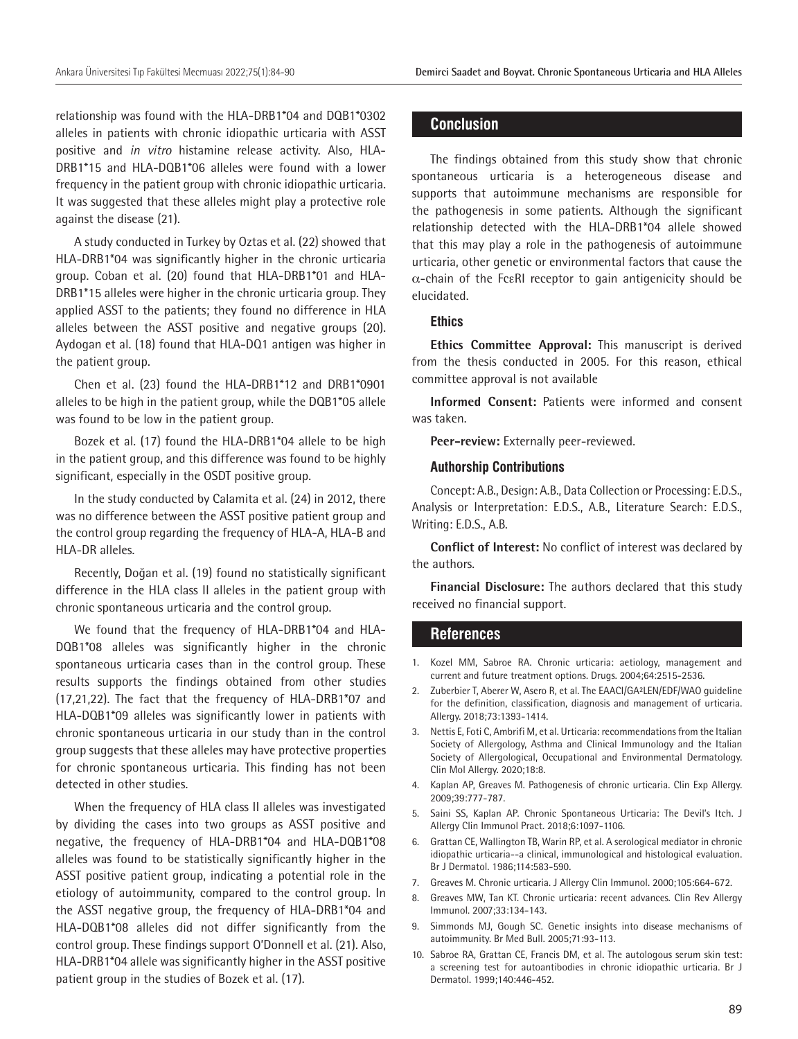relationship was found with the HLA-DRB1*04 and DQB1*0302 alleles in patients with chronic idiopathic urticaria with ASST positive and *in vitro* histamine release activity. Also, HLA-DRB1*15 and HLA-DQB1*06 alleles were found with a lower frequency in the patient group with chronic idiopathic urticaria. It was suggested that these alleles might play a protective role against the disease (21).

A study conducted in Turkey by Oztas et al. (22) showed that HLA-DRB1*04 was significantly higher in the chronic urticaria group. Coban et al. (20) found that HLA-DRB1*01 and HLA-DRB1*15 alleles were higher in the chronic urticaria group. They applied ASST to the patients; they found no difference in HLA alleles between the ASST positive and negative groups (20). Aydogan et al. (18) found that HLA-DQ1 antigen was higher in the patient group.

Chen et al. (23) found the HLA-DRB1*12 and DRB1*0901 alleles to be high in the patient group, while the DQB1*05 allele was found to be low in the patient group.

Bozek et al. (17) found the HLA-DRB1*04 allele to be high in the patient group, and this difference was found to be highly significant, especially in the OSDT positive group.

In the study conducted by Calamita et al. (24) in 2012, there was no difference between the ASST positive patient group and the control group regarding the frequency of HLA-A, HLA-B and HLA-DR alleles.

Recently, Doğan et al. (19) found no statistically significant difference in the HLA class II alleles in the patient group with chronic spontaneous urticaria and the control group.

We found that the frequency of HLA-DRB1*04 and HLA-DQB1*08 alleles was significantly higher in the chronic spontaneous urticaria cases than in the control group. These results supports the findings obtained from other studies (17,21,22). The fact that the frequency of HLA-DRB1*07 and HLA-DQB1*09 alleles was significantly lower in patients with chronic spontaneous urticaria in our study than in the control group suggests that these alleles may have protective properties for chronic spontaneous urticaria. This finding has not been detected in other studies.

When the frequency of HLA class II alleles was investigated by dividing the cases into two groups as ASST positive and negative, the frequency of HLA-DRB1*04 and HLA-DQB1*08 alleles was found to be statistically significantly higher in the ASST positive patient group, indicating a potential role in the etiology of autoimmunity, compared to the control group. In the ASST negative group, the frequency of HLA-DRB1*04 and HLA-DQB1*08 alleles did not differ significantly from the control group. These findings support O'Donnell et al. (21). Also, HLA-DRB1*04 allele was significantly higher in the ASST positive patient group in the studies of Bozek et al. (17).

## Conclusion

The findings obtained from this study show that chronic spontaneous urticaria is a heterogeneous disease and supports that autoimmune mechanisms are responsible for the pathogenesis in some patients. Although the significant relationship detected with the HLA-DRB1*04 allele showed that this may play a role in the pathogenesis of autoimmune urticaria, other genetic or environmental factors that cause the $\alpha$-chain of the FcεRI receptor to gain antigenicity should be elucidated.

### Ethics

**Ethics Committee Approval:** This manuscript is derived from the thesis conducted in 2005. For this reason, ethical committee approval is not available

**Informed Consent:** Patients were informed and consent was taken.

**Peer-review:** Externally peer-reviewed.

### Authorship Contributions

Concept: A.B., Design: A.B., Data Collection or Processing: E.D.S., Analysis or Interpretation: E.D.S., A.B., Literature Search: E.D.S., Writing: E.D.S., A.B.

**Conflict of Interest:** No conflict of interest was declared by the authors.

**Financial Disclosure:** The authors declared that this study received no financial support.

## References

1. Kozel MM, Sabroe RA. Chronic urticaria: aetiology, management and current and future treatment options. Drugs. 2004;64:2515-2536.
2. Zuberbier T, Aberer W, Asero R, et al. The EAACI/GA²LEN/EDF/WAO guideline for the definition, classification, diagnosis and management of urticaria. Allergy. 2018;73:1393-1414.
3. Nettis E, Foti C, Ambrifi M, et al. Urticaria: recommendations from the Italian Society of Allergology, Asthma and Clinical Immunology and the Italian Society of Allergological, Occupational and Environmental Dermatology. Clin Mol Allergy. 2020;18:8.
4. Kaplan AP, Greaves M. Pathogenesis of chronic urticaria. Clin Exp Allergy. 2009;39:777-787.
5. Saini SS, Kaplan AP. Chronic Spontaneous Urticaria: The Devil's Itch. J Allergy Clin Immunol Pract. 2018;6:1097-1106.
6. Grattan CE, Wallington TB, Warin RP, et al. A serological mediator in chronic idiopathic urticaria--a clinical, immunological and histological evaluation. Br J Dermatol. 1986;114:583-590.
7. Greaves M. Chronic urticaria. J Allergy Clin Immunol. 2000;105:664-672.
8. Greaves MW, Tan KT. Chronic urticaria: recent advances. Clin Rev Allergy Immunol. 2007;33:134-143.
9. Simmonds MJ, Gough SC. Genetic insights into disease mechanisms of autoimmunity. Br Med Bull. 2005;71:93-113.
10. Sabroe RA, Grattan CE, Francis DM, et al. The autologous serum skin test: a screening test for autoantibodies in chronic idiopathic urticaria. Br J Dermatol. 1999;140:446-452.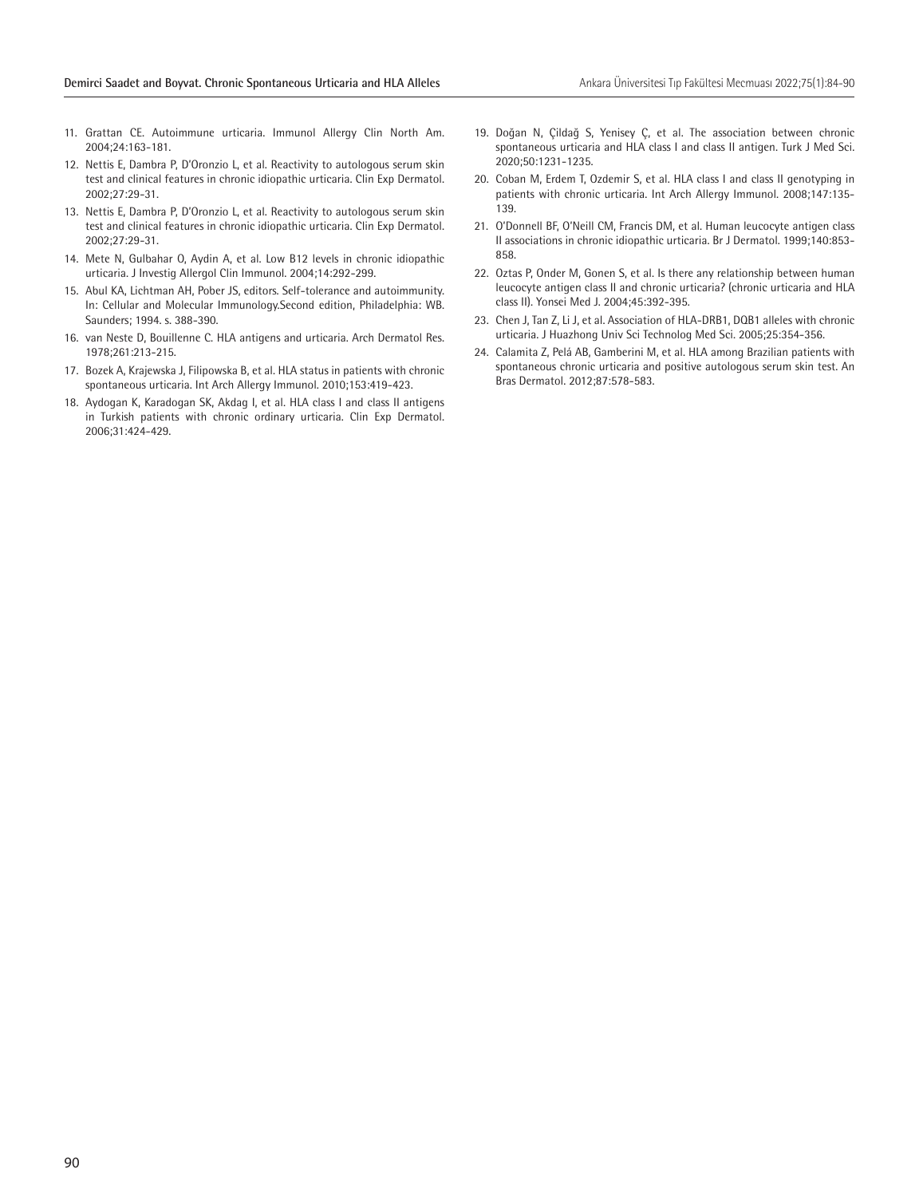11. Grattan CE. Autoimmune urticaria. Immunol Allergy Clin North Am. 2004;24:163-181.
12. Nettis E, Dambra P, D'Oronzio L, et al. Reactivity to autologous serum skin test and clinical features in chronic idiopathic urticaria. Clin Exp Dermatol. 2002;27:29-31.
13. Nettis E, Dambra P, D'Oronzio L, et al. Reactivity to autologous serum skin test and clinical features in chronic idiopathic urticaria. Clin Exp Dermatol. 2002;27:29-31.
14. Mete N, Gulbahar O, Aydin A, et al. Low B12 levels in chronic idiopathic urticaria. J Investig Allergol Clin Immunol. 2004;14:292-299.
15. Abul KA, Lichtman AH, Pober JS, editors. Self-tolerance and autoimmunity. In: Cellular and Molecular Immunology.Second edition, Philadelphia: WB. Saunders; 1994. s. 388-390.
16. van Neste D, Bouillenne C. HLA antigens and urticaria. Arch Dermatol Res. 1978;261:213-215.
17. Bozek A, Krajewska J, Filipowska B, et al. HLA status in patients with chronic spontaneous urticaria. Int Arch Allergy Immunol. 2010;153:419-423.
18. Aydogan K, Karadogan SK, Akdag I, et al. HLA class I and class II antigens in Turkish patients with chronic ordinary urticaria. Clin Exp Dermatol. 2006;31:424-429.
19. Doğan N, Çildağ S, Yenisey Ç, et al. The association between chronic spontaneous urticaria and HLA class I and class II antigen. Turk J Med Sci. 2020;50:1231-1235.
20. Coban M, Erdem T, Ozdemir S, et al. HLA class I and class II genotyping in patients with chronic urticaria. Int Arch Allergy Immunol. 2008;147:135-139.
21. O'Donnell BF, O'Neill CM, Francis DM, et al. Human leucocyte antigen class II associations in chronic idiopathic urticaria. Br J Dermatol. 1999;140:853-858.
22. Oztas P, Onder M, Gonen S, et al. Is there any relationship between human leucocyte antigen class II and chronic urticaria? (chronic urticaria and HLA class II). Yonsei Med J. 2004;45:392-395.
23. Chen J, Tan Z, Li J, et al. Association of HLA-DRB1, DQB1 alleles with chronic urticaria. J Huazhong Univ Sci Technolog Med Sci. 2005;25:354-356.
24. Calamita Z, Pelá AB, Gamberini M, et al. HLA among Brazilian patients with spontaneous chronic urticaria and positive autologous serum skin test. An Bras Dermatol. 2012;87:578-583.